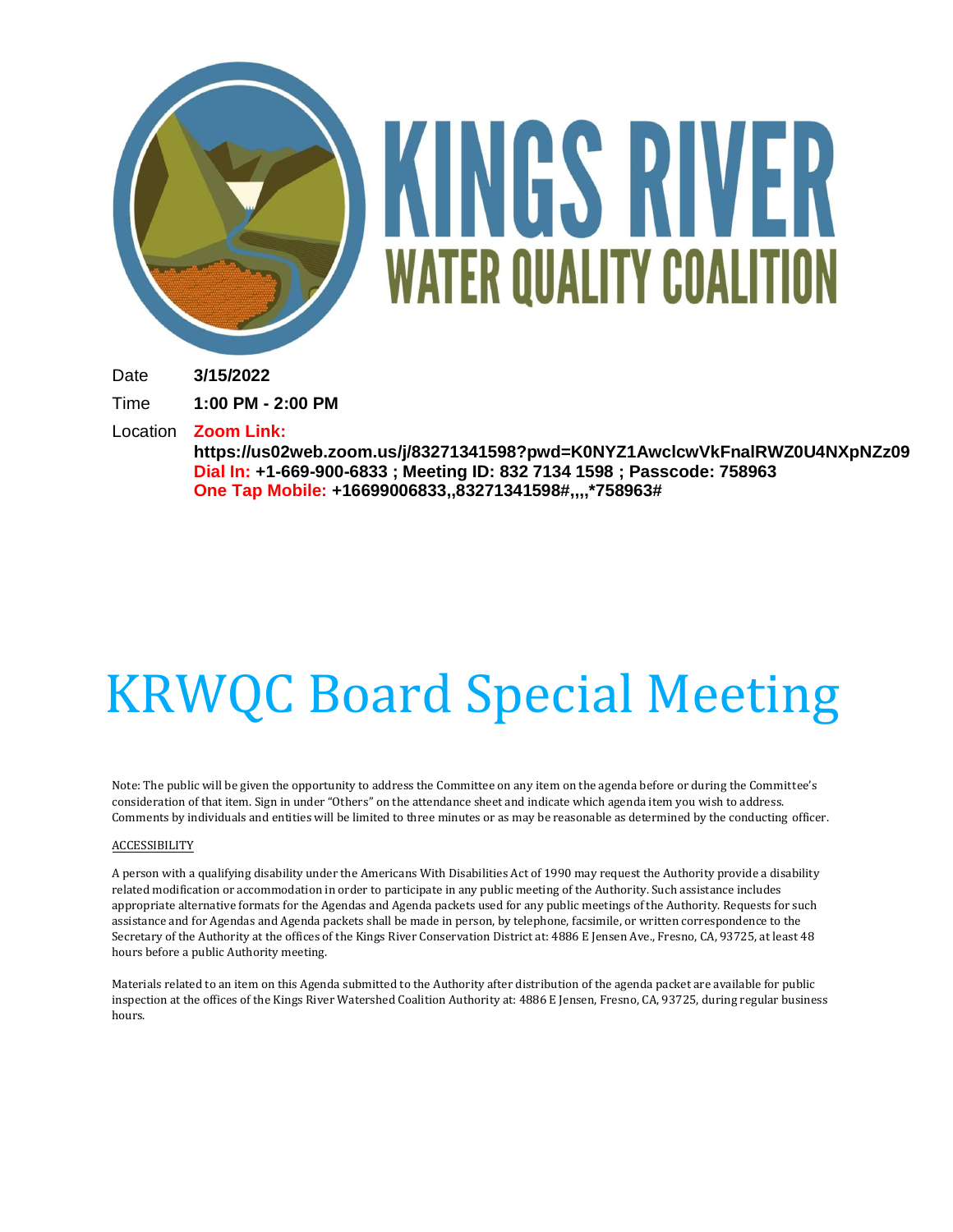# KINGS RIVER WATER QUALITY COALITION

| | |
|---|---|
| Date | **3/15/2022** |
| Time | **1:00 PM - 2:00 PM** |
| Location | **Zoom Link: https://us02web.zoom.us/j/83271341598?pwd=K0NYZ1AwclcwVkFnalRWZ0U4NXpNZz09** <br> **Dial In: +1-669-900-6833 ; Meeting ID: 832 7134 1598 ; Passcode: 758963** <br> **One Tap Mobile: +16699006833,,83271341598#,,,,*758963#** |

# KRWQC Board Special Meeting

Note: The public will be given the opportunity to address the Committee on any item on the agenda before or during the Committee's consideration of that item. Sign in under "Others" on the attendance sheet and indicate which agenda item you wish to address. Comments by individuals and entities will be limited to three minutes or as may be reasonable as determined by the conducting officer.

ACCESSIBILITY

A person with a qualifying disability under the Americans With Disabilities Act of 1990 may request the Authority provide a disability related modification or accommodation in order to participate in any public meeting of the Authority. Such assistance includes appropriate alternative formats for the Agendas and Agenda packets used for any public meetings of the Authority. Requests for such assistance and for Agendas and Agenda packets shall be made in person, by telephone, facsimile, or written correspondence to the Secretary of the Authority at the offices of the Kings River Conservation District at: 4886 E Jensen Ave., Fresno, CA, 93725, at least 48 hours before a public Authority meeting.

Materials related to an item on this Agenda submitted to the Authority after distribution of the agenda packet are available for public inspection at the offices of the Kings River Watershed Coalition Authority at: 4886 E Jensen, Fresno, CA, 93725, during regular business hours.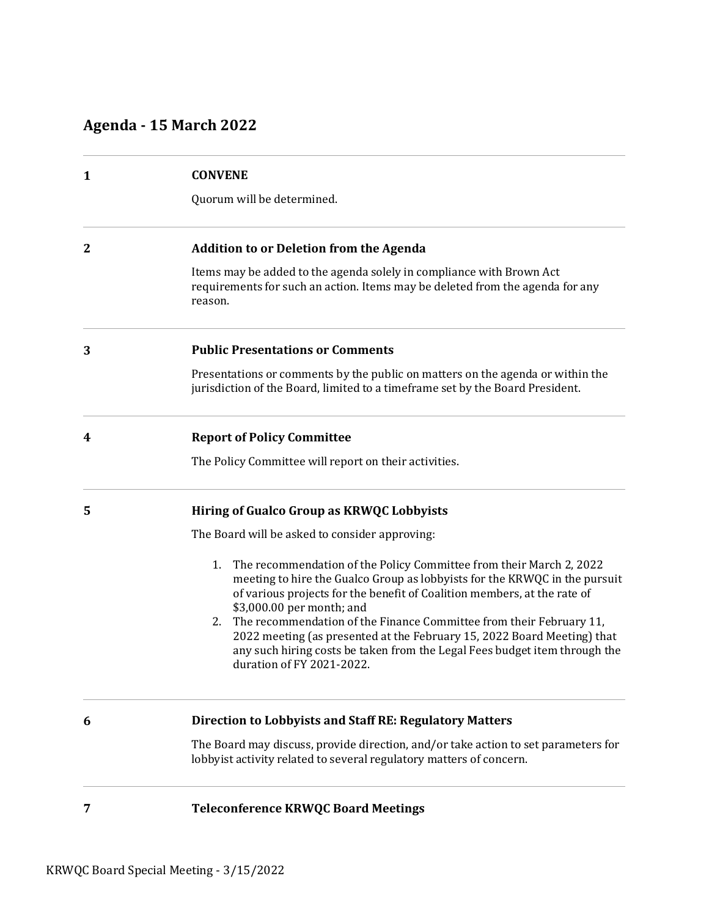## Agenda - 15 March 2022

**1** **CONVENE**

Quorum will be determined.

**2** **Addition to or Deletion from the Agenda**

Items may be added to the agenda solely in compliance with Brown Act requirements for such an action. Items may be deleted from the agenda for any reason.

**3** **Public Presentations or Comments**

Presentations or comments by the public on matters on the agenda or within the jurisdiction of the Board, limited to a timeframe set by the Board President.

**4** **Report of Policy Committee**

The Policy Committee will report on their activities.

**5** **Hiring of Gualco Group as KRWQC Lobbyists**

The Board will be asked to consider approving:

1. The recommendation of the Policy Committee from their March 2, 2022 meeting to hire the Gualco Group as lobbyists for the KRWQC in the pursuit of various projects for the benefit of Coalition members, at the rate of $3,000.00 per month; and
2. The recommendation of the Finance Committee from their February 11, 2022 meeting (as presented at the February 15, 2022 Board Meeting) that any such hiring costs be taken from the Legal Fees budget item through the duration of FY 2021-2022.

**6** **Direction to Lobbyists and Staff RE: Regulatory Matters**

The Board may discuss, provide direction, and/or take action to set parameters for lobbyist activity related to several regulatory matters of concern.

**7** **Teleconference KRWQC Board Meetings**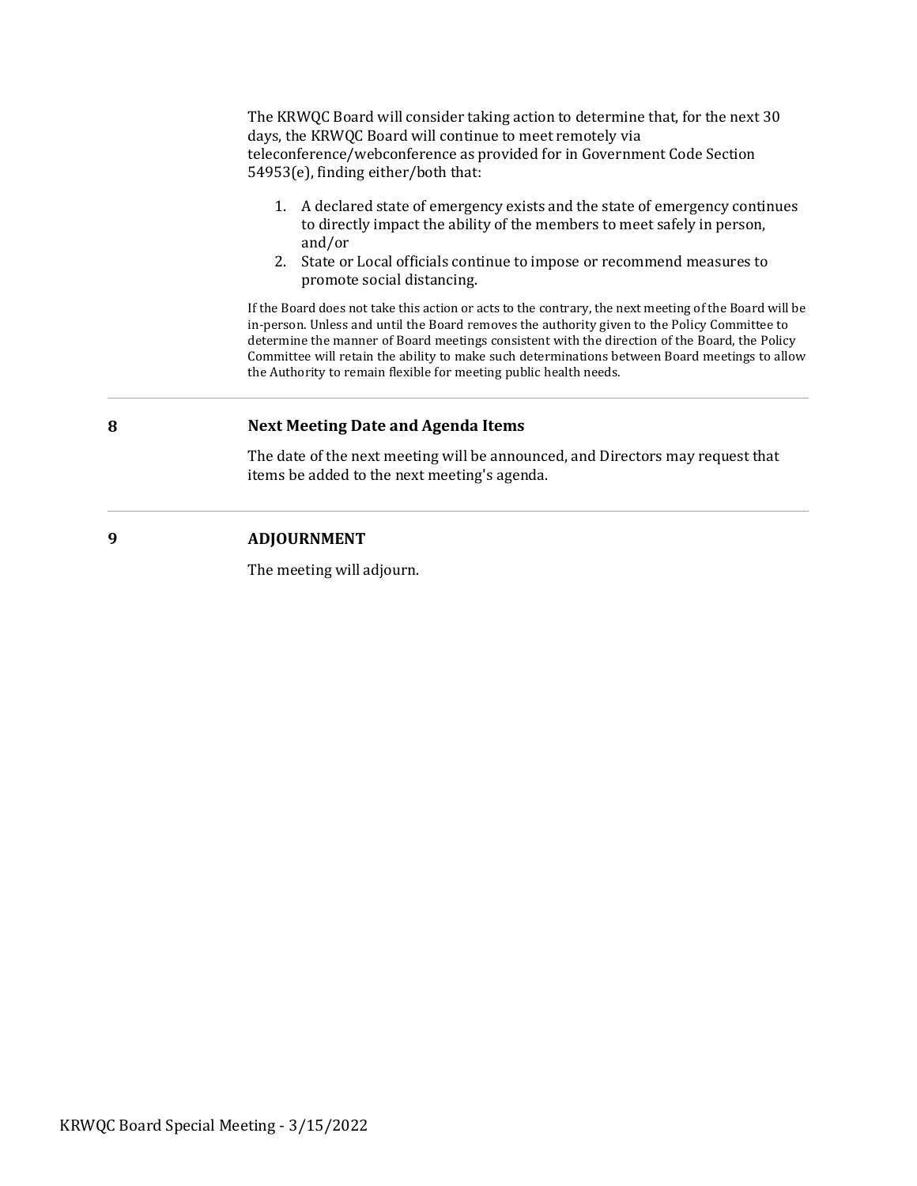The KRWQC Board will consider taking action to determine that, for the next 30 days, the KRWQC Board will continue to meet remotely via teleconference/webconference as provided for in Government Code Section 54953(e), finding either/both that:

1. A declared state of emergency exists and the state of emergency continues to directly impact the ability of the members to meet safely in person, and/or
2. State or Local officials continue to impose or recommend measures to promote social distancing.

If the Board does not take this action or acts to the contrary, the next meeting of the Board will be in-person. Unless and until the Board removes the authority given to the Policy Committee to determine the manner of Board meetings consistent with the direction of the Board, the Policy Committee will retain the ability to make such determinations between Board meetings to allow the Authority to remain flexible for meeting public health needs.

---

**8** **Next Meeting Date and Agenda Items**

The date of the next meeting will be announced, and Directors may request that items be added to the next meeting's agenda.

---

**9** **ADJOURNMENT**

The meeting will adjourn.